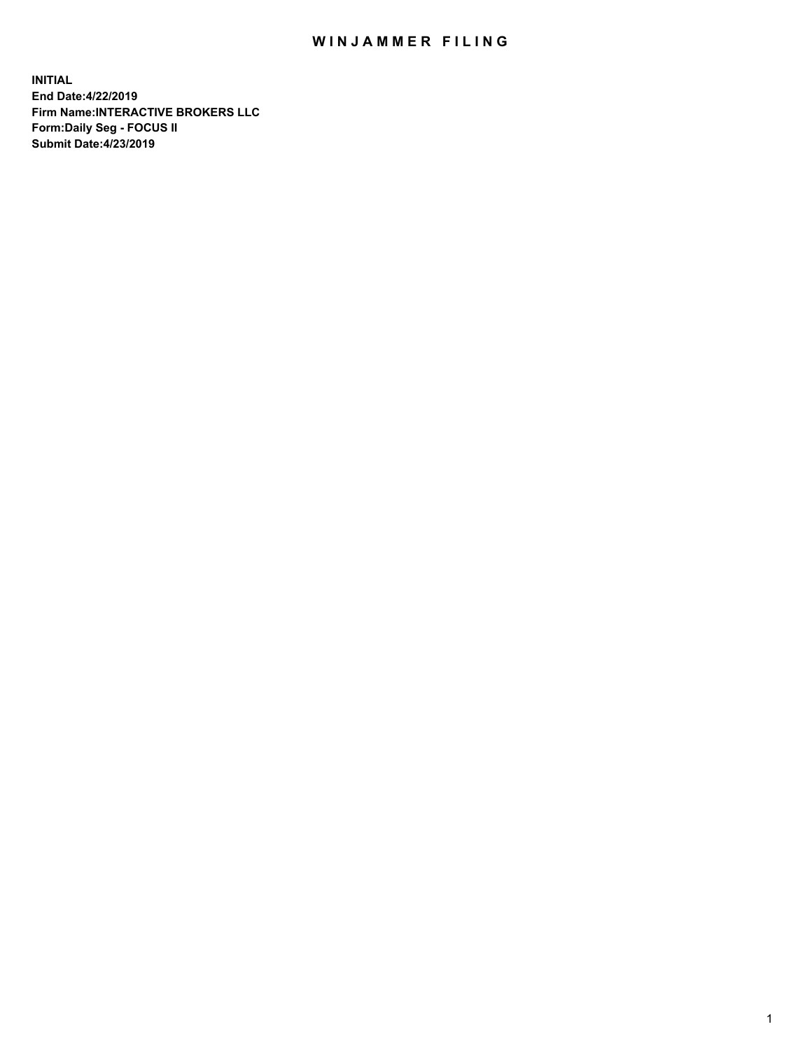# WINJAMMER FILING

**INITIAL**
**End Date:4/22/2019**
**Firm Name:INTERACTIVE BROKERS LLC**
**Form:Daily Seg - FOCUS II**
**Submit Date:4/23/2019**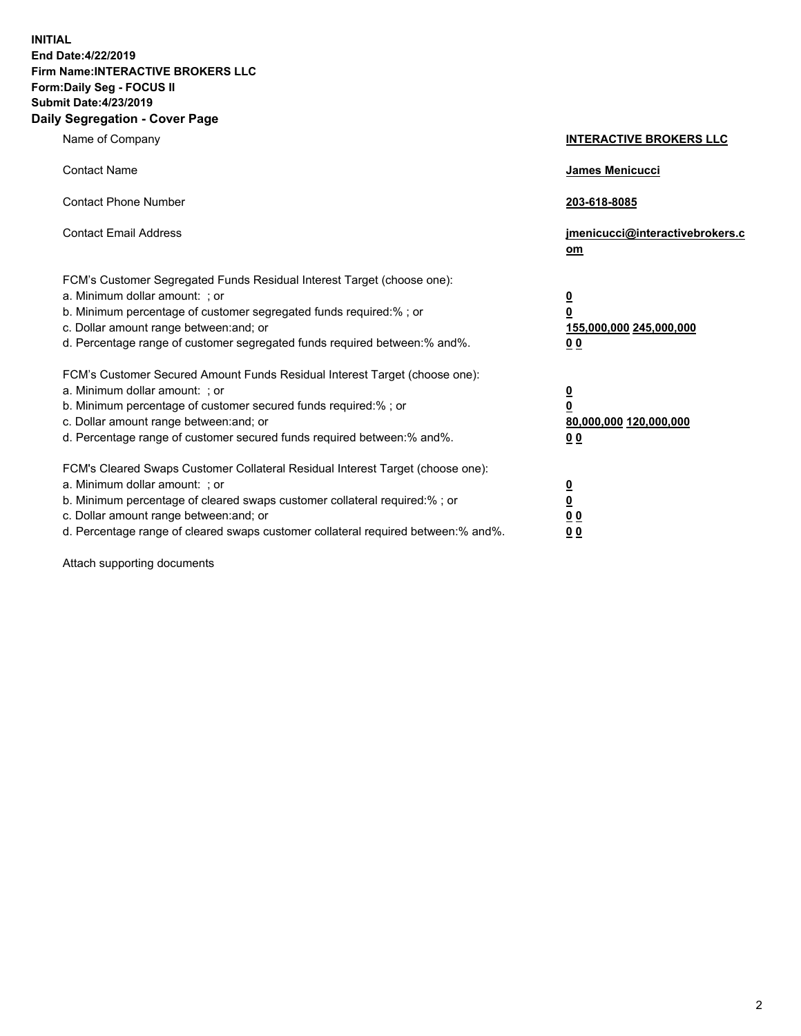**INITIAL**
**End Date:4/22/2019**
**Firm Name:INTERACTIVE BROKERS LLC**
**Form:Daily Seg - FOCUS II**
**Submit Date:4/23/2019**

## Daily Segregation - Cover Page

| | |
|---|---|
| Name of Company | **INTERACTIVE BROKERS LLC** |
| Contact Name | **James Menicucci** |
| Contact Phone Number | **203-618-8085** |
| Contact Email Address | **jmenicucci@interactivebrokers.com** |

| | |
|---|---|
| FCM's Customer Segregated Funds Residual Interest Target (choose one): | |
| a. Minimum dollar amount: ; or | **0** |
| b. Minimum percentage of customer segregated funds required:% ; or | **0** |
| c. Dollar amount range between:and; or | **155,000,000 245,000,000** |
| d. Percentage range of customer segregated funds required between:% and%. | **0 0** |
| FCM's Customer Secured Amount Funds Residual Interest Target (choose one): | |
| a. Minimum dollar amount: ; or | **0** |
| b. Minimum percentage of customer secured funds required:% ; or | **0** |
| c. Dollar amount range between:and; or | **80,000,000 120,000,000** |
| d. Percentage range of customer secured funds required between:% and%. | **0 0** |
| FCM's Cleared Swaps Customer Collateral Residual Interest Target (choose one): | |
| a. Minimum dollar amount: ; or | **0** |
| b. Minimum percentage of cleared swaps customer collateral required:% ; or | **0** |
| c. Dollar amount range between:and; or | **0 0** |
| d. Percentage range of cleared swaps customer collateral required between:% and%. | **0 0** |

Attach supporting documents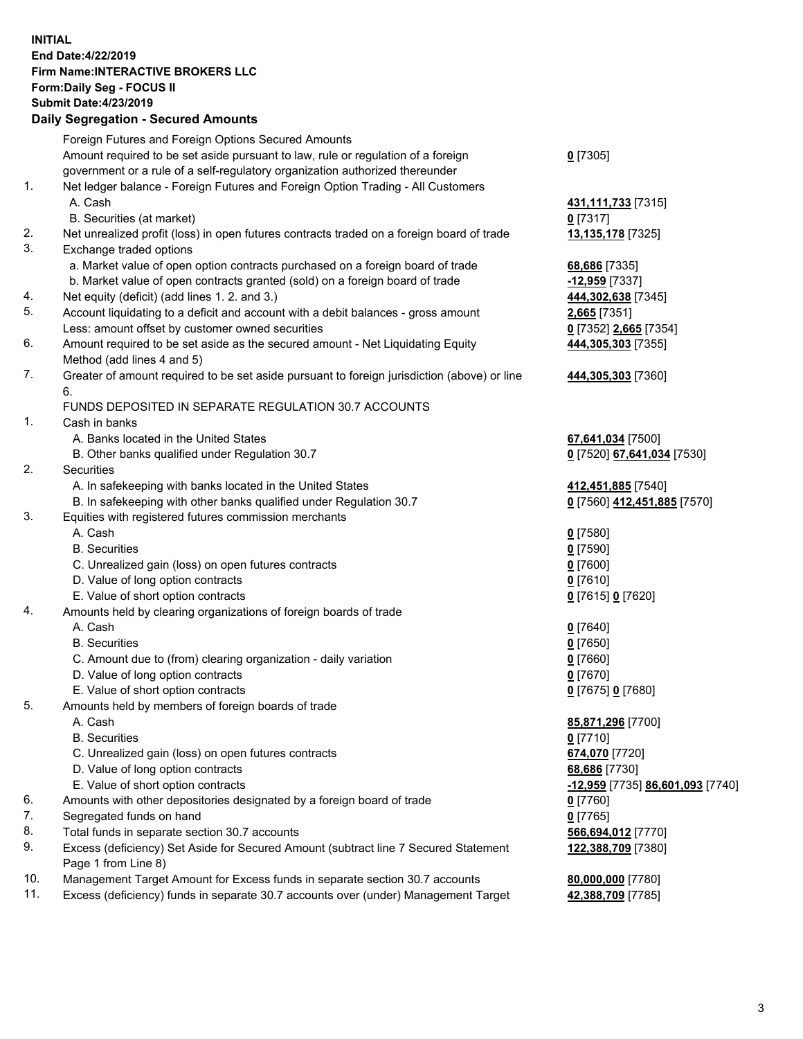**INITIAL**
**End Date:4/22/2019**
**Firm Name:INTERACTIVE BROKERS LLC**
**Form:Daily Seg - FOCUS II**
**Submit Date:4/23/2019**

## Daily Segregation - Secured Amounts

| | | |
|---|---|---|
| | Foreign Futures and Foreign Options Secured Amounts | |
| | Amount required to be set aside pursuant to law, rule or regulation of a foreign government or a rule of a self-regulatory organization authorized thereunder | **0** [7305] |
| 1. | Net ledger balance - Foreign Futures and Foreign Option Trading - All Customers | |
| | A. Cash | **431,111,733** [7315] |
| | B. Securities (at market) | **0** [7317] |
| 2. | Net unrealized profit (loss) in open futures contracts traded on a foreign board of trade | **13,135,178** [7325] |
| 3. | Exchange traded options | |
| | a. Market value of open option contracts purchased on a foreign board of trade | **68,686** [7335] |
| | b. Market value of open contracts granted (sold) on a foreign board of trade | **-12,959** [7337] |
| 4. | Net equity (deficit) (add lines 1. 2. and 3.) | **444,302,638** [7345] |
| 5. | Account liquidating to a deficit and account with a debit balances - gross amount | **2,665** [7351] |
| | Less: amount offset by customer owned securities | **0** [7352] **2,665** [7354] |
| 6. | Amount required to be set aside as the secured amount - Net Liquidating Equity Method (add lines 4 and 5) | **444,305,303** [7355] |
| 7. | Greater of amount required to be set aside pursuant to foreign jurisdiction (above) or line 6. | **444,305,303** [7360] |
| | FUNDS DEPOSITED IN SEPARATE REGULATION 30.7 ACCOUNTS | |
| 1. | Cash in banks | |
| | A. Banks located in the United States | **67,641,034** [7500] |
| | B. Other banks qualified under Regulation 30.7 | **0** [7520] **67,641,034** [7530] |
| 2. | Securities | |
| | A. In safekeeping with banks located in the United States | **412,451,885** [7540] |
| | B. In safekeeping with other banks qualified under Regulation 30.7 | **0** [7560] **412,451,885** [7570] |
| 3. | Equities with registered futures commission merchants | |
| | A. Cash | **0** [7580] |
| | B. Securities | **0** [7590] |
| | C. Unrealized gain (loss) on open futures contracts | **0** [7600] |
| | D. Value of long option contracts | **0** [7610] |
| | E. Value of short option contracts | **0** [7615] **0** [7620] |
| 4. | Amounts held by clearing organizations of foreign boards of trade | |
| | A. Cash | **0** [7640] |
| | B. Securities | **0** [7650] |
| | C. Amount due to (from) clearing organization - daily variation | **0** [7660] |
| | D. Value of long option contracts | **0** [7670] |
| | E. Value of short option contracts | **0** [7675] **0** [7680] |
| 5. | Amounts held by members of foreign boards of trade | |
| | A. Cash | **85,871,296** [7700] |
| | B. Securities | **0** [7710] |
| | C. Unrealized gain (loss) on open futures contracts | **674,070** [7720] |
| | D. Value of long option contracts | **68,686** [7730] |
| | E. Value of short option contracts | **-12,959** [7735] **86,601,093** [7740] |
| 6. | Amounts with other depositories designated by a foreign board of trade | **0** [7760] |
| 7. | Segregated funds on hand | **0** [7765] |
| 8. | Total funds in separate section 30.7 accounts | **566,694,012** [7770] |
| 9. | Excess (deficiency) Set Aside for Secured Amount (subtract line 7 Secured Statement Page 1 from Line 8) | **122,388,709** [7380] |
| 10. | Management Target Amount for Excess funds in separate section 30.7 accounts | **80,000,000** [7780] |
| 11. | Excess (deficiency) funds in separate 30.7 accounts over (under) Management Target | **42,388,709** [7785] |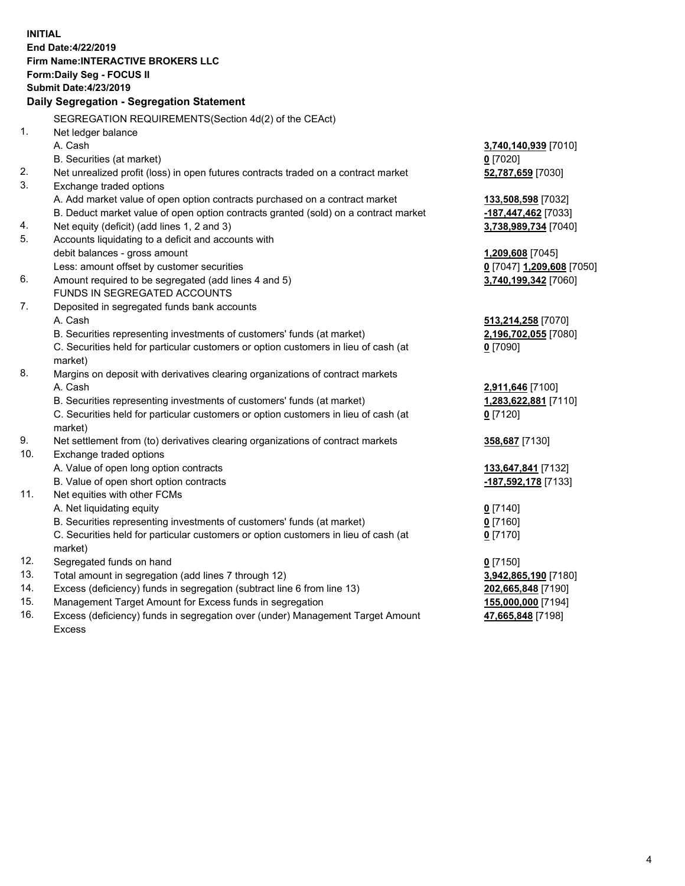**INITIAL**
**End Date:4/22/2019**
**Firm Name:INTERACTIVE BROKERS LLC**
**Form:Daily Seg - FOCUS II**
**Submit Date:4/23/2019**

**Daily Segregation - Segregation Statement**

SEGREGATION REQUIREMENTS(Section 4d(2) of the CEAct)

| | | |
|---|---|---|
| 1. | Net ledger balance | |
| | A. Cash | **3,740,140,939** [7010] |
| | B. Securities (at market) | **0** [7020] |
| 2. | Net unrealized profit (loss) in open futures contracts traded on a contract market | **52,787,659** [7030] |
| 3. | Exchange traded options | |
| | A. Add market value of open option contracts purchased on a contract market | **133,508,598** [7032] |
| | B. Deduct market value of open option contracts granted (sold) on a contract market | **-187,447,462** [7033] |
| 4. | Net equity (deficit) (add lines 1, 2 and 3) | **3,738,989,734** [7040] |
| 5. | Accounts liquidating to a deficit and accounts with debit balances - gross amount | **1,209,608** [7045] |
| | Less: amount offset by customer securities | **0** [7047] **1,209,608** [7050] |
| 6. | Amount required to be segregated (add lines 4 and 5) | **3,740,199,342** [7060] |
| | FUNDS IN SEGREGATED ACCOUNTS | |
| 7. | Deposited in segregated funds bank accounts | |
| | A. Cash | **513,214,258** [7070] |
| | B. Securities representing investments of customers' funds (at market) | **2,196,702,055** [7080] |
| | C. Securities held for particular customers or option customers in lieu of cash (at market) | **0** [7090] |
| 8. | Margins on deposit with derivatives clearing organizations of contract markets | |
| | A. Cash | **2,911,646** [7100] |
| | B. Securities representing investments of customers' funds (at market) | **1,283,622,881** [7110] |
| | C. Securities held for particular customers or option customers in lieu of cash (at market) | **0** [7120] |
| 9. | Net settlement from (to) derivatives clearing organizations of contract markets | **358,687** [7130] |
| 10. | Exchange traded options | |
| | A. Value of open long option contracts | **133,647,841** [7132] |
| | B. Value of open short option contracts | **-187,592,178** [7133] |
| 11. | Net equities with other FCMs | |
| | A. Net liquidating equity | **0** [7140] |
| | B. Securities representing investments of customers' funds (at market) | **0** [7160] |
| | C. Securities held for particular customers or option customers in lieu of cash (at market) | **0** [7170] |
| 12. | Segregated funds on hand | **0** [7150] |
| 13. | Total amount in segregation (add lines 7 through 12) | **3,942,865,190** [7180] |
| 14. | Excess (deficiency) funds in segregation (subtract line 6 from line 13) | **202,665,848** [7190] |
| 15. | Management Target Amount for Excess funds in segregation | **155,000,000** [7194] |
| 16. | Excess (deficiency) funds in segregation over (under) Management Target Amount Excess | **47,665,848** [7198] |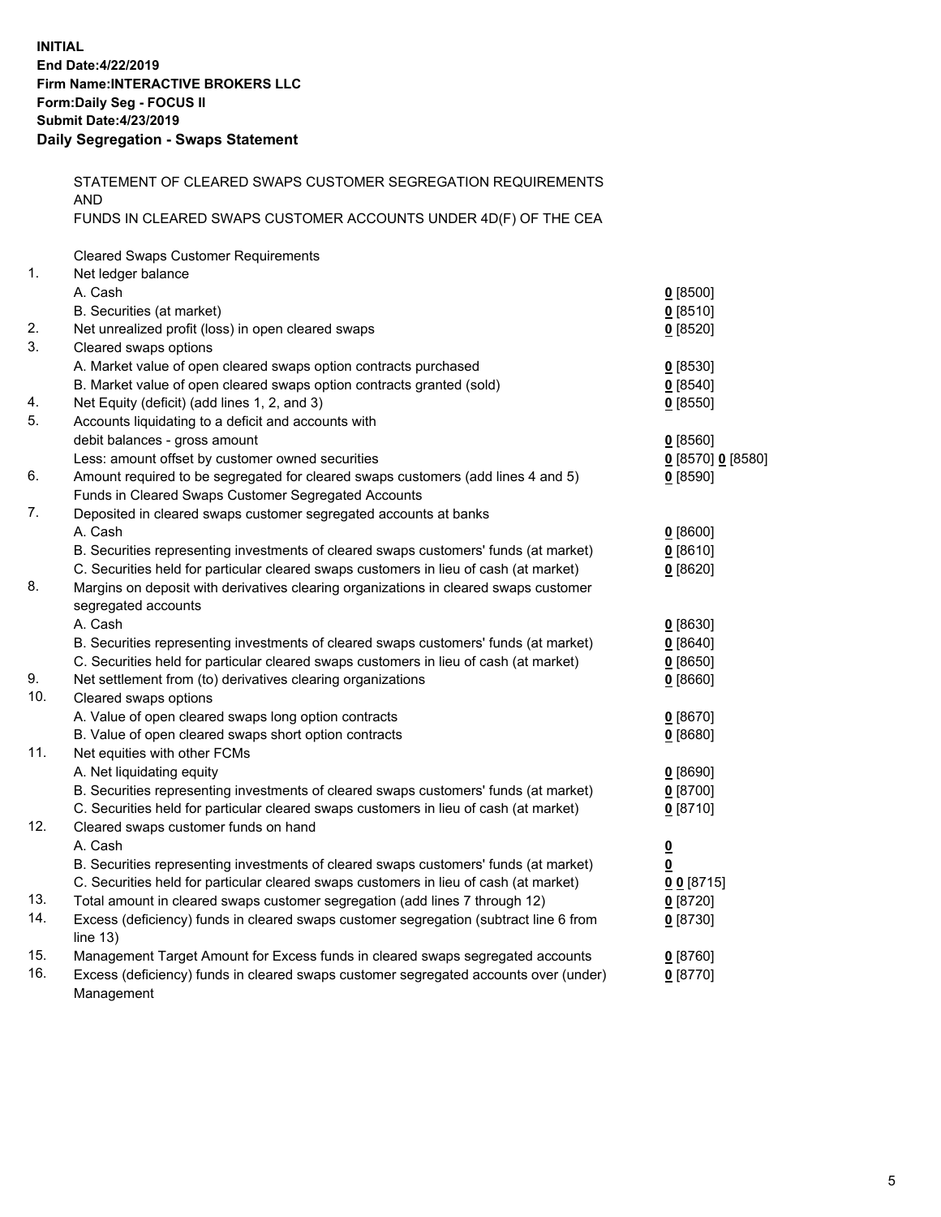**INITIAL**
**End Date:4/22/2019**
**Firm Name:INTERACTIVE BROKERS LLC**
**Form:Daily Seg - FOCUS II**
**Submit Date:4/23/2019**
**Daily Segregation - Swaps Statement**

STATEMENT OF CLEARED SWAPS CUSTOMER SEGREGATION REQUIREMENTS AND FUNDS IN CLEARED SWAPS CUSTOMER ACCOUNTS UNDER 4D(F) OF THE CEA

| | | |
|---|---|---|
| | Cleared Swaps Customer Requirements | |
| 1. | Net ledger balance | |
| | A. Cash | 0 [8500] |
| | B. Securities (at market) | 0 [8510] |
| 2. | Net unrealized profit (loss) in open cleared swaps | 0 [8520] |
| 3. | Cleared swaps options | |
| | A. Market value of open cleared swaps option contracts purchased | 0 [8530] |
| | B. Market value of open cleared swaps option contracts granted (sold) | 0 [8540] |
| 4. | Net Equity (deficit) (add lines 1, 2, and 3) | 0 [8550] |
| 5. | Accounts liquidating to a deficit and accounts with debit balances - gross amount | 0 [8560] |
| | Less: amount offset by customer owned securities | 0 [8570] 0 [8580] |
| 6. | Amount required to be segregated for cleared swaps customers (add lines 4 and 5) | 0 [8590] |
| | Funds in Cleared Swaps Customer Segregated Accounts | |
| 7. | Deposited in cleared swaps customer segregated accounts at banks | |
| | A. Cash | 0 [8600] |
| | B. Securities representing investments of cleared swaps customers' funds (at market) | 0 [8610] |
| | C. Securities held for particular cleared swaps customers in lieu of cash (at market) | 0 [8620] |
| 8. | Margins on deposit with derivatives clearing organizations in cleared swaps customer segregated accounts | |
| | A. Cash | 0 [8630] |
| | B. Securities representing investments of cleared swaps customers' funds (at market) | 0 [8640] |
| | C. Securities held for particular cleared swaps customers in lieu of cash (at market) | 0 [8650] |
| 9. | Net settlement from (to) derivatives clearing organizations | 0 [8660] |
| 10. | Cleared swaps options | |
| | A. Value of open cleared swaps long option contracts | 0 [8670] |
| | B. Value of open cleared swaps short option contracts | 0 [8680] |
| 11. | Net equities with other FCMs | |
| | A. Net liquidating equity | 0 [8690] |
| | B. Securities representing investments of cleared swaps customers' funds (at market) | 0 [8700] |
| | C. Securities held for particular cleared swaps customers in lieu of cash (at market) | 0 [8710] |
| 12. | Cleared swaps customer funds on hand | |
| | A. Cash | 0 |
| | B. Securities representing investments of cleared swaps customers' funds (at market) | 0 |
| | C. Securities held for particular cleared swaps customers in lieu of cash (at market) | 0 0 [8715] |
| 13. | Total amount in cleared swaps customer segregation (add lines 7 through 12) | 0 [8720] |
| 14. | Excess (deficiency) funds in cleared swaps customer segregation (subtract line 6 from line 13) | 0 [8730] |
| 15. | Management Target Amount for Excess funds in cleared swaps segregated accounts | 0 [8760] |
| 16. | Excess (deficiency) funds in cleared swaps customer segregated accounts over (under) Management | 0 [8770] |